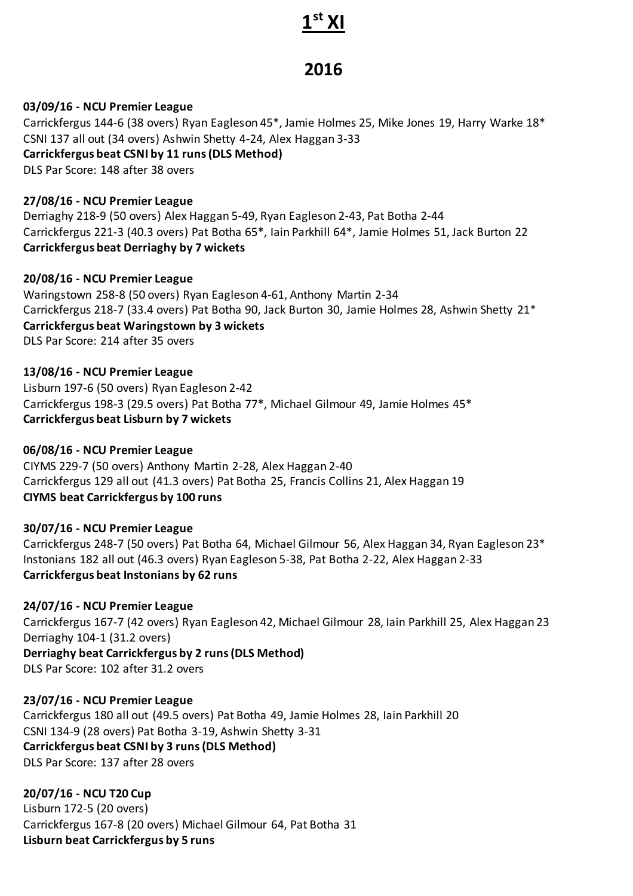# 1st XI

## 2016

**03/09/16 - NCU Premier League**
Carrickfergus 144-6 (38 overs) Ryan Eagleson 45*, Jamie Holmes 25, Mike Jones 19, Harry Warke 18*
CSNI 137 all out (34 overs) Ashwin Shetty 4-24, Alex Haggan 3-33
**Carrickfergus beat CSNI by 11 runs (DLS Method)**
DLS Par Score: 148 after 38 overs

**27/08/16 - NCU Premier League**
Derriaghy 218-9 (50 overs) Alex Haggan 5-49, Ryan Eagleson 2-43, Pat Botha 2-44
Carrickfergus 221-3 (40.3 overs) Pat Botha 65*, Iain Parkhill 64*, Jamie Holmes 51, Jack Burton 22
**Carrickfergus beat Derriaghy by 7 wickets**

**20/08/16 - NCU Premier League**
Waringstown 258-8 (50 overs) Ryan Eagleson 4-61, Anthony Martin 2-34
Carrickfergus 218-7 (33.4 overs) Pat Botha 90, Jack Burton 30, Jamie Holmes 28, Ashwin Shetty 21*
**Carrickfergus beat Waringstown by 3 wickets**
DLS Par Score: 214 after 35 overs

**13/08/16 - NCU Premier League**
Lisburn 197-6 (50 overs) Ryan Eagleson 2-42
Carrickfergus 198-3 (29.5 overs) Pat Botha 77*, Michael Gilmour 49, Jamie Holmes 45*
**Carrickfergus beat Lisburn by 7 wickets**

**06/08/16 - NCU Premier League**
CIYMS 229-7 (50 overs) Anthony Martin 2-28, Alex Haggan 2-40
Carrickfergus 129 all out (41.3 overs) Pat Botha 25, Francis Collins 21, Alex Haggan 19
**CIYMS beat Carrickfergus by 100 runs**

**30/07/16 - NCU Premier League**
Carrickfergus 248-7 (50 overs) Pat Botha 64, Michael Gilmour 56, Alex Haggan 34, Ryan Eagleson 23*
Instonians 182 all out (46.3 overs) Ryan Eagleson 5-38, Pat Botha 2-22, Alex Haggan 2-33
**Carrickfergus beat Instonians by 62 runs**

**24/07/16 - NCU Premier League**
Carrickfergus 167-7 (42 overs) Ryan Eagleson 42, Michael Gilmour 28, Iain Parkhill 25, Alex Haggan 23
Derriaghy 104-1 (31.2 overs)
**Derriaghy beat Carrickfergus by 2 runs (DLS Method)**
DLS Par Score: 102 after 31.2 overs

**23/07/16 - NCU Premier League**
Carrickfergus 180 all out (49.5 overs) Pat Botha 49, Jamie Holmes 28, Iain Parkhill 20
CSNI 134-9 (28 overs) Pat Botha 3-19, Ashwin Shetty 3-31
**Carrickfergus beat CSNI by 3 runs (DLS Method)**
DLS Par Score: 137 after 28 overs

**20/07/16 - NCU T20 Cup**
Lisburn 172-5 (20 overs)
Carrickfergus 167-8 (20 overs) Michael Gilmour 64, Pat Botha 31
**Lisburn beat Carrickfergus by 5 runs**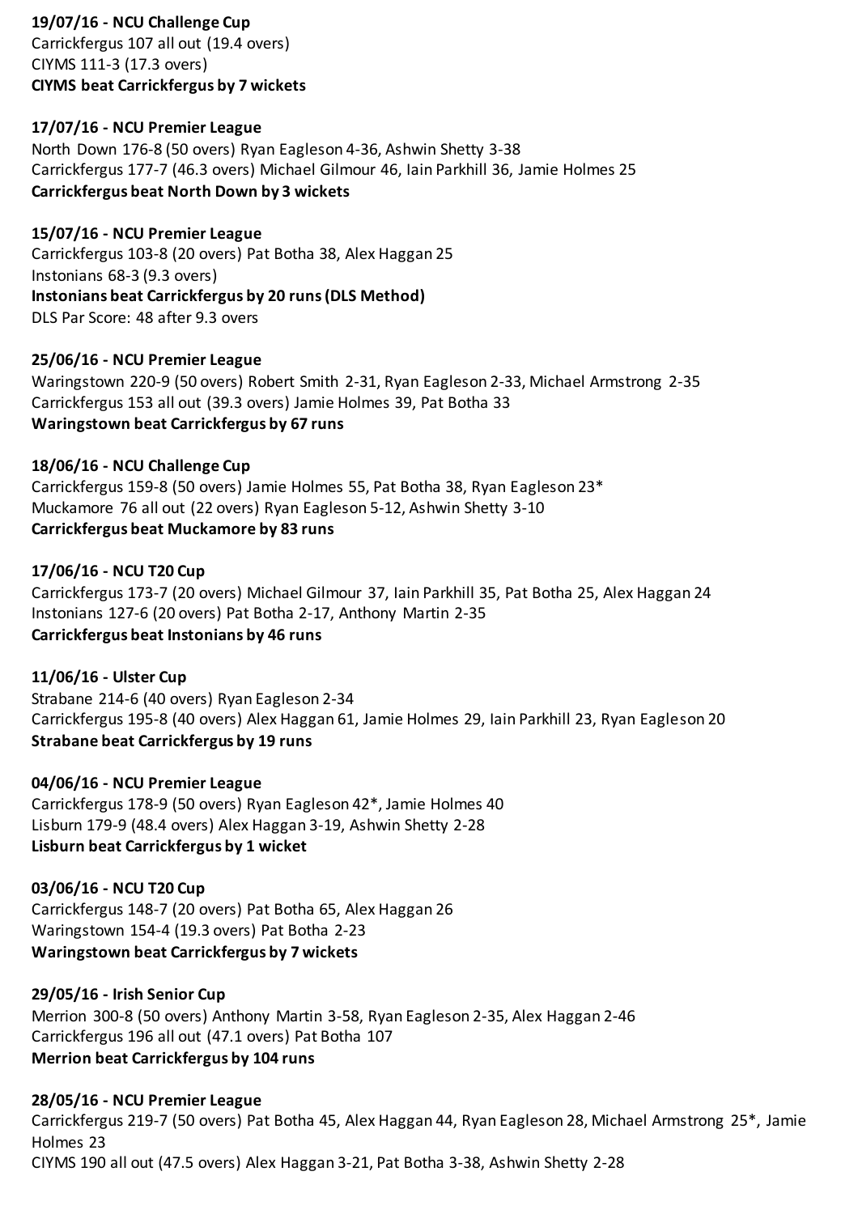**19/07/16 - NCU Challenge Cup**
Carrickfergus 107 all out (19.4 overs)
CIYMS 111-3 (17.3 overs)
**CIYMS beat Carrickfergus by 7 wickets**

**17/07/16 - NCU Premier League**
North Down 176-8 (50 overs) Ryan Eagleson 4-36, Ashwin Shetty 3-38
Carrickfergus 177-7 (46.3 overs) Michael Gilmour 46, Iain Parkhill 36, Jamie Holmes 25
**Carrickfergus beat North Down by 3 wickets**

**15/07/16 - NCU Premier League**
Carrickfergus 103-8 (20 overs) Pat Botha 38, Alex Haggan 25
Instonians 68-3 (9.3 overs)
**Instonians beat Carrickfergus by 20 runs (DLS Method)**
DLS Par Score: 48 after 9.3 overs

**25/06/16 - NCU Premier League**
Waringstown 220-9 (50 overs) Robert Smith 2-31, Ryan Eagleson 2-33, Michael Armstrong 2-35
Carrickfergus 153 all out (39.3 overs) Jamie Holmes 39, Pat Botha 33
**Waringstown beat Carrickfergus by 67 runs**

**18/06/16 - NCU Challenge Cup**
Carrickfergus 159-8 (50 overs) Jamie Holmes 55, Pat Botha 38, Ryan Eagleson 23*
Muckamore 76 all out (22 overs) Ryan Eagleson 5-12, Ashwin Shetty 3-10
**Carrickfergus beat Muckamore by 83 runs**

**17/06/16 - NCU T20 Cup**
Carrickfergus 173-7 (20 overs) Michael Gilmour 37, Iain Parkhill 35, Pat Botha 25, Alex Haggan 24
Instonians 127-6 (20 overs) Pat Botha 2-17, Anthony Martin 2-35
**Carrickfergus beat Instonians by 46 runs**

**11/06/16 - Ulster Cup**
Strabane 214-6 (40 overs) Ryan Eagleson 2-34
Carrickfergus 195-8 (40 overs) Alex Haggan 61, Jamie Holmes 29, Iain Parkhill 23, Ryan Eagleson 20
**Strabane beat Carrickfergus by 19 runs**

**04/06/16 - NCU Premier League**
Carrickfergus 178-9 (50 overs) Ryan Eagleson 42*, Jamie Holmes 40
Lisburn 179-9 (48.4 overs) Alex Haggan 3-19, Ashwin Shetty 2-28
**Lisburn beat Carrickfergus by 1 wicket**

**03/06/16 - NCU T20 Cup**
Carrickfergus 148-7 (20 overs) Pat Botha 65, Alex Haggan 26
Waringstown 154-4 (19.3 overs) Pat Botha 2-23
**Waringstown beat Carrickfergus by 7 wickets**

**29/05/16 - Irish Senior Cup**
Merrion 300-8 (50 overs) Anthony Martin 3-58, Ryan Eagleson 2-35, Alex Haggan 2-46
Carrickfergus 196 all out (47.1 overs) Pat Botha 107
**Merrion beat Carrickfergus by 104 runs**

**28/05/16 - NCU Premier League**
Carrickfergus 219-7 (50 overs) Pat Botha 45, Alex Haggan 44, Ryan Eagleson 28, Michael Armstrong 25*, Jamie Holmes 23
CIYMS 190 all out (47.5 overs) Alex Haggan 3-21, Pat Botha 3-38, Ashwin Shetty 2-28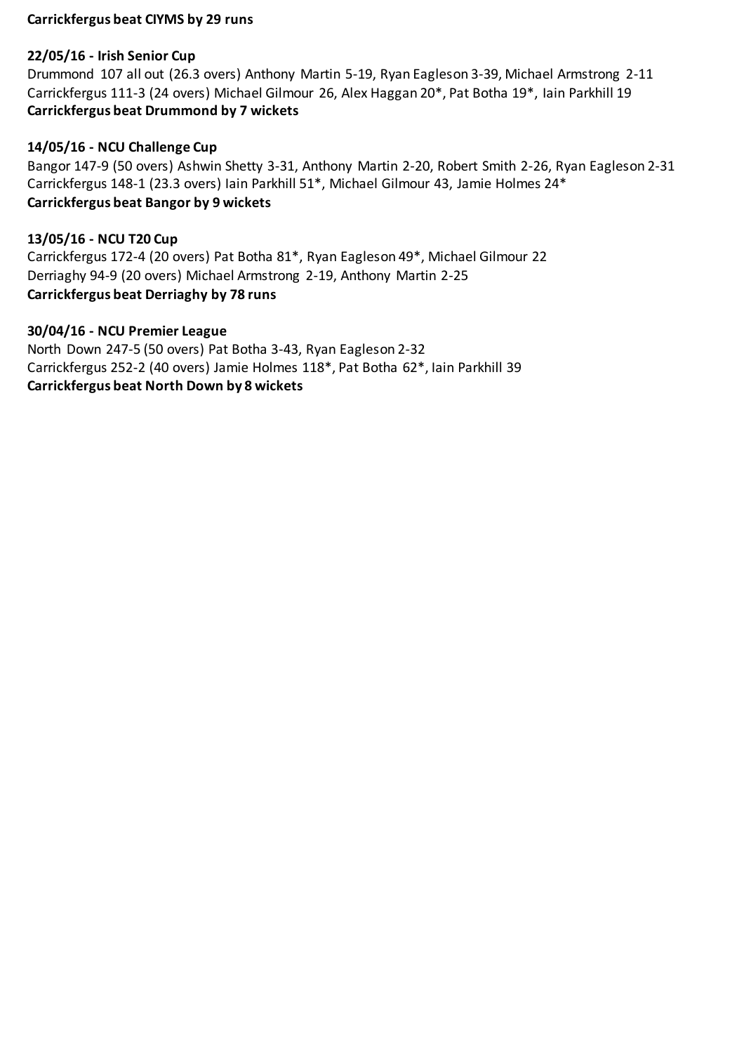**Carrickfergus beat CIYMS by 29 runs**

**22/05/16 - Irish Senior Cup**
Drummond 107 all out (26.3 overs) Anthony Martin 5-19, Ryan Eagleson 3-39, Michael Armstrong 2-11
Carrickfergus 111-3 (24 overs) Michael Gilmour 26, Alex Haggan 20*, Pat Botha 19*, Iain Parkhill 19
**Carrickfergus beat Drummond by 7 wickets**

**14/05/16 - NCU Challenge Cup**
Bangor 147-9 (50 overs) Ashwin Shetty 3-31, Anthony Martin 2-20, Robert Smith 2-26, Ryan Eagleson 2-31
Carrickfergus 148-1 (23.3 overs) Iain Parkhill 51*, Michael Gilmour 43, Jamie Holmes 24*
**Carrickfergus beat Bangor by 9 wickets**

**13/05/16 - NCU T20 Cup**
Carrickfergus 172-4 (20 overs) Pat Botha 81*, Ryan Eagleson 49*, Michael Gilmour 22
Derriaghy 94-9 (20 overs) Michael Armstrong 2-19, Anthony Martin 2-25
**Carrickfergus beat Derriaghy by 78 runs**

**30/04/16 - NCU Premier League**
North Down 247-5 (50 overs) Pat Botha 3-43, Ryan Eagleson 2-32
Carrickfergus 252-2 (40 overs) Jamie Holmes 118*, Pat Botha 62*, Iain Parkhill 39
**Carrickfergus beat North Down by 8 wickets**